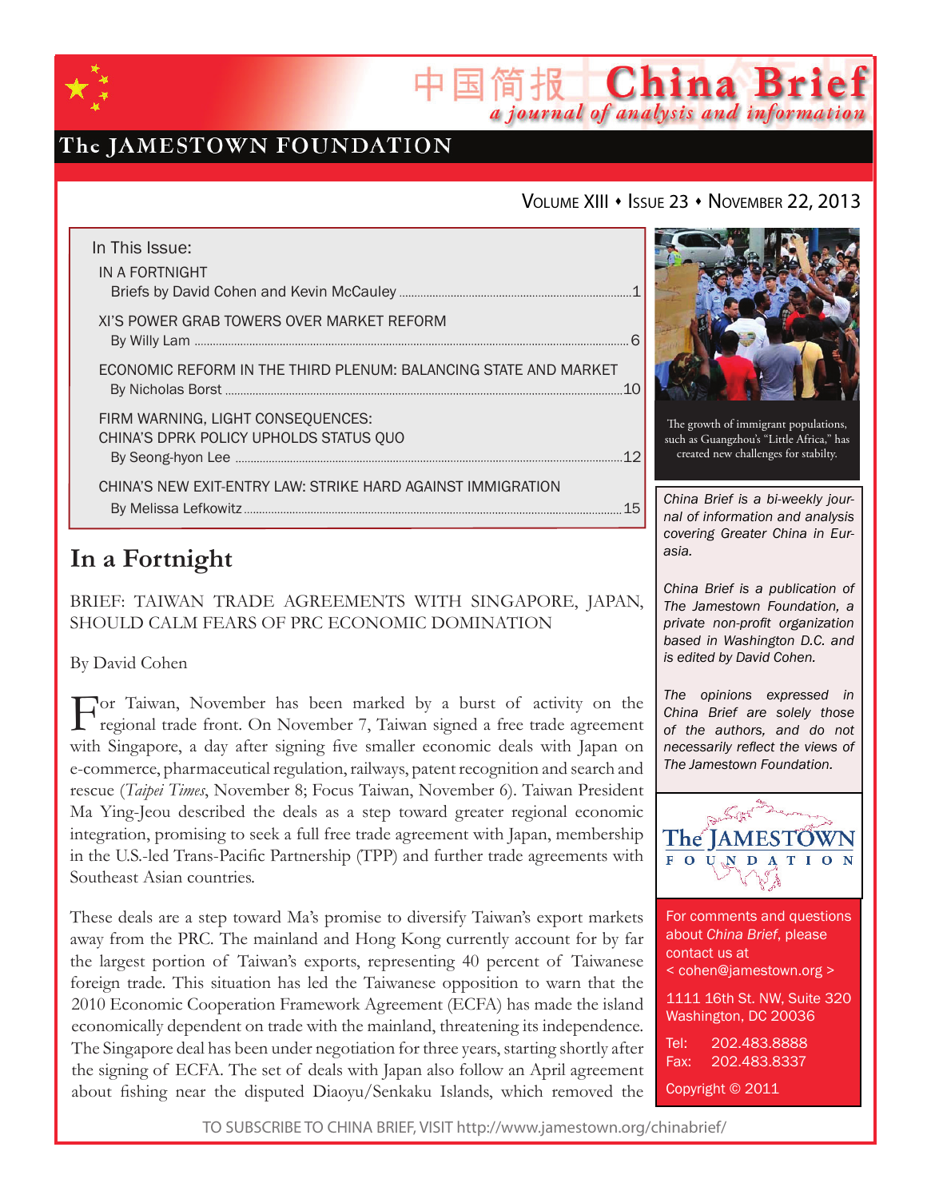# China Brief

中国简报

*a journal of analysis and information*

The JAMESTOWN FOUNDATION

VOLUME XIII • ISSUE 23 • NOVEMBER 22, 2013

In This Issue:

IN A FORTNIGHT
Briefs by David Cohen and Kevin McCauley ... 1

XI'S POWER GRAB TOWERS OVER MARKET REFORM
By Willy Lam ... 6

ECONOMIC REFORM IN THE THIRD PLENUM: BALANCING STATE AND MARKET
By Nicholas Borst ... 10

FIRM WARNING, LIGHT CONSEQUENCES: CHINA'S DPRK POLICY UPHOLDS STATUS QUO
By Seong-hyon Lee ... 12

CHINA'S NEW EXIT-ENTRY LAW: STRIKE HARD AGAINST IMMIGRATION
By Melissa Lefkowitz ... 15

The growth of immigrant populations, such as Guangzhou's "Little Africa," has created new challenges for stabilty.

*China Brief is a bi-weekly journal of information and analysis covering Greater China in Eurasia.*

*China Brief is a publication of The Jamestown Foundation, a private non-profit organization based in Washington D.C. and is edited by David Cohen.*

*The opinions expressed in China Brief are solely those of the authors, and do not necessarily reflect the views of The Jamestown Foundation.*

For comments and questions about *China Brief*, please contact us at
< cohen@jamestown.org >

1111 16th St. NW, Suite 320
Washington, DC 20036

Tel: 202.483.8888
Fax: 202.483.8337

Copyright © 2011

## In a Fortnight

### BRIEF: TAIWAN TRADE AGREEMENTS WITH SINGAPORE, JAPAN, SHOULD CALM FEARS OF PRC ECONOMIC DOMINATION

By David Cohen

For Taiwan, November has been marked by a burst of activity on the regional trade front. On November 7, Taiwan signed a free trade agreement with Singapore, a day after signing five smaller economic deals with Japan on e-commerce, pharmaceutical regulation, railways, patent recognition and search and rescue (*Taipei Times*, November 8; Focus Taiwan, November 6). Taiwan President Ma Ying-Jeou described the deals as a step toward greater regional economic integration, promising to seek a full free trade agreement with Japan, membership in the U.S.-led Trans-Pacific Partnership (TPP) and further trade agreements with Southeast Asian countries.

These deals are a step toward Ma's promise to diversify Taiwan's export markets away from the PRC. The mainland and Hong Kong currently account for by far the largest portion of Taiwan's exports, representing 40 percent of Taiwanese foreign trade. This situation has led the Taiwanese opposition to warn that the 2010 Economic Cooperation Framework Agreement (ECFA) has made the island economically dependent on trade with the mainland, threatening its independence. The Singapore deal has been under negotiation for three years, starting shortly after the signing of ECFA. The set of deals with Japan also follow an April agreement about fishing near the disputed Diaoyu/Senkaku Islands, which removed the

TO SUBSCRIBE TO CHINA BRIEF, VISIT http://www.jamestown.org/chinabrief/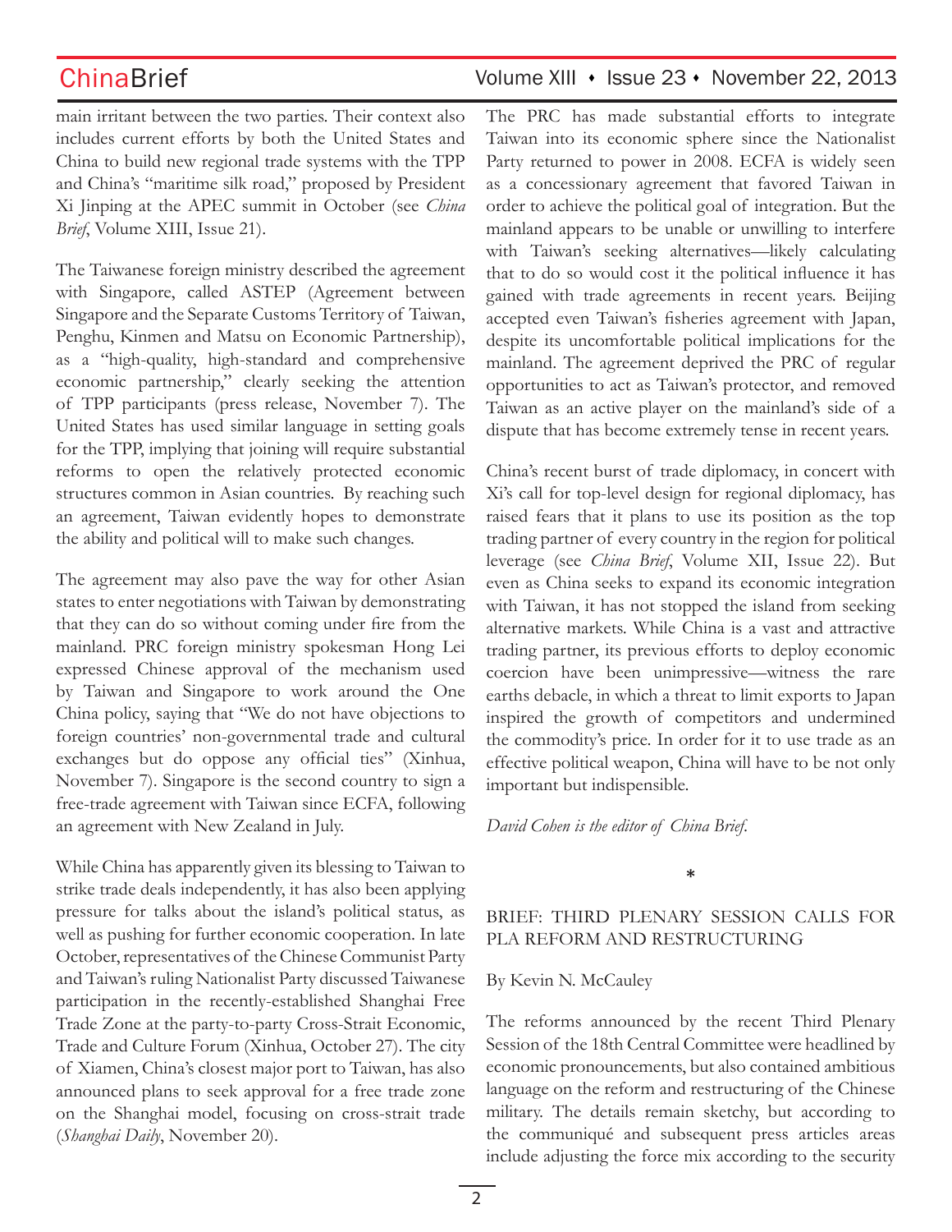main irritant between the two parties. Their context also includes current efforts by both the United States and China to build new regional trade systems with the TPP and China's "maritime silk road," proposed by President Xi Jinping at the APEC summit in October (see *China Brief*, Volume XIII, Issue 21).

The Taiwanese foreign ministry described the agreement with Singapore, called ASTEP (Agreement between Singapore and the Separate Customs Territory of Taiwan, Penghu, Kinmen and Matsu on Economic Partnership), as a "high-quality, high-standard and comprehensive economic partnership," clearly seeking the attention of TPP participants (press release, November 7). The United States has used similar language in setting goals for the TPP, implying that joining will require substantial reforms to open the relatively protected economic structures common in Asian countries. By reaching such an agreement, Taiwan evidently hopes to demonstrate the ability and political will to make such changes.

The agreement may also pave the way for other Asian states to enter negotiations with Taiwan by demonstrating that they can do so without coming under fire from the mainland. PRC foreign ministry spokesman Hong Lei expressed Chinese approval of the mechanism used by Taiwan and Singapore to work around the One China policy, saying that "We do not have objections to foreign countries' non-governmental trade and cultural exchanges but do oppose any official ties" (Xinhua, November 7). Singapore is the second country to sign a free-trade agreement with Taiwan since ECFA, following an agreement with New Zealand in July.

While China has apparently given its blessing to Taiwan to strike trade deals independently, it has also been applying pressure for talks about the island's political status, as well as pushing for further economic cooperation. In late October, representatives of the Chinese Communist Party and Taiwan's ruling Nationalist Party discussed Taiwanese participation in the recently-established Shanghai Free Trade Zone at the party-to-party Cross-Strait Economic, Trade and Culture Forum (Xinhua, October 27). The city of Xiamen, China's closest major port to Taiwan, has also announced plans to seek approval for a free trade zone on the Shanghai model, focusing on cross-strait trade (*Shanghai Daily*, November 20).

The PRC has made substantial efforts to integrate Taiwan into its economic sphere since the Nationalist Party returned to power in 2008. ECFA is widely seen as a concessionary agreement that favored Taiwan in order to achieve the political goal of integration. But the mainland appears to be unable or unwilling to interfere with Taiwan's seeking alternatives—likely calculating that to do so would cost it the political influence it has gained with trade agreements in recent years. Beijing accepted even Taiwan's fisheries agreement with Japan, despite its uncomfortable political implications for the mainland. The agreement deprived the PRC of regular opportunities to act as Taiwan's protector, and removed Taiwan as an active player on the mainland's side of a dispute that has become extremely tense in recent years.

China's recent burst of trade diplomacy, in concert with Xi's call for top-level design for regional diplomacy, has raised fears that it plans to use its position as the top trading partner of every country in the region for political leverage (see *China Brief*, Volume XII, Issue 22). But even as China seeks to expand its economic integration with Taiwan, it has not stopped the island from seeking alternative markets. While China is a vast and attractive trading partner, its previous efforts to deploy economic coercion have been unimpressive—witness the rare earths debacle, in which a threat to limit exports to Japan inspired the growth of competitors and undermined the commodity's price. In order for it to use trade as an effective political weapon, China will have to be not only important but indispensible.

*David Cohen is the editor of China Brief.*

*

## BRIEF: THIRD PLENARY SESSION CALLS FOR PLA REFORM AND RESTRUCTURING

By Kevin N. McCauley

The reforms announced by the recent Third Plenary Session of the 18th Central Committee were headlined by economic pronouncements, but also contained ambitious language on the reform and restructuring of the Chinese military. The details remain sketchy, but according to the communiqué and subsequent press articles areas include adjusting the force mix according to the security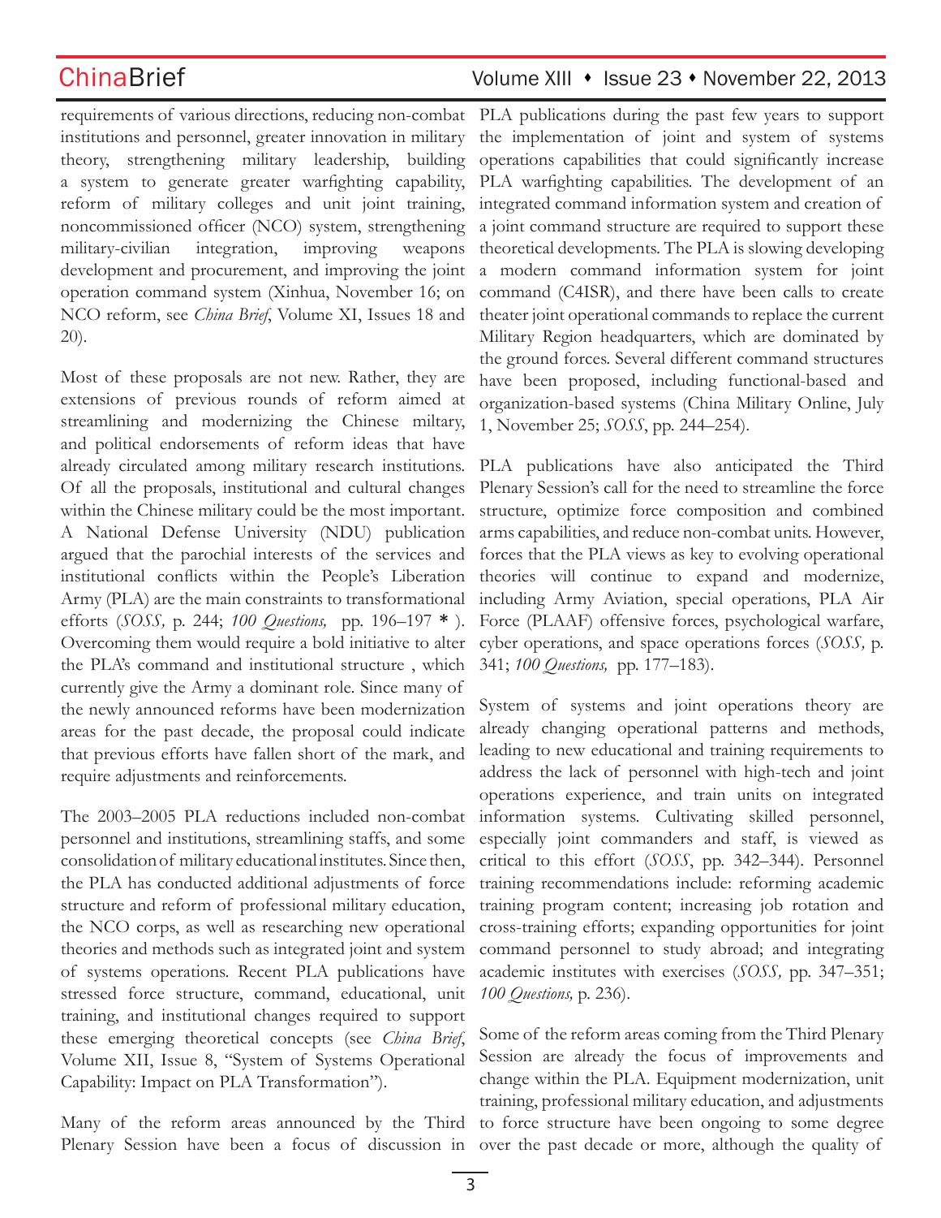requirements of various directions, reducing non-combat institutions and personnel, greater innovation in military theory, strengthening military leadership, building a system to generate greater warfighting capability, reform of military colleges and unit joint training, noncommissioned officer (NCO) system, strengthening military-civilian integration, improving weapons development and procurement, and improving the joint operation command system (Xinhua, November 16; on NCO reform, see *China Brief*, Volume XI, Issues 18 and 20).

Most of these proposals are not new. Rather, they are extensions of previous rounds of reform aimed at streamlining and modernizing the Chinese miltary, and political endorsements of reform ideas that have already circulated among military research institutions. Of all the proposals, institutional and cultural changes within the Chinese military could be the most important. A National Defense University (NDU) publication argued that the parochial interests of the services and institutional conflicts within the People's Liberation Army (PLA) are the main constraints to transformational efforts (*SOSS,* p. 244; *100 Questions,* pp. 196–197 * ). Overcoming them would require a bold initiative to alter the PLA's command and institutional structure , which currently give the Army a dominant role. Since many of the newly announced reforms have been modernization areas for the past decade, the proposal could indicate that previous efforts have fallen short of the mark, and require adjustments and reinforcements.

The 2003–2005 PLA reductions included non-combat personnel and institutions, streamlining staffs, and some consolidation of military educational institutes. Since then, the PLA has conducted additional adjustments of force structure and reform of professional military education, the NCO corps, as well as researching new operational theories and methods such as integrated joint and system of systems operations. Recent PLA publications have stressed force structure, command, educational, unit training, and institutional changes required to support these emerging theoretical concepts (see *China Brief*, Volume XII, Issue 8, "System of Systems Operational Capability: Impact on PLA Transformation").

Many of the reform areas announced by the Third Plenary Session have been a focus of discussion in PLA publications during the past few years to support the implementation of joint and system of systems operations capabilities that could significantly increase PLA warfighting capabilities. The development of an integrated command information system and creation of a joint command structure are required to support these theoretical developments. The PLA is slowing developing a modern command information system for joint command (C4ISR), and there have been calls to create theater joint operational commands to replace the current Military Region headquarters, which are dominated by the ground forces. Several different command structures have been proposed, including functional-based and organization-based systems (China Military Online, July 1, November 25; *SOSS*, pp. 244–254).

PLA publications have also anticipated the Third Plenary Session's call for the need to streamline the force structure, optimize force composition and combined arms capabilities, and reduce non-combat units. However, forces that the PLA views as key to evolving operational theories will continue to expand and modernize, including Army Aviation, special operations, PLA Air Force (PLAAF) offensive forces, psychological warfare, cyber operations, and space operations forces (*SOSS,* p. 341; *100 Questions,* pp. 177–183).

System of systems and joint operations theory are already changing operational patterns and methods, leading to new educational and training requirements to address the lack of personnel with high-tech and joint operations experience, and train units on integrated information systems. Cultivating skilled personnel, especially joint commanders and staff, is viewed as critical to this effort (*SOSS*, pp. 342–344). Personnel training recommendations include: reforming academic training program content; increasing job rotation and cross-training efforts; expanding opportunities for joint command personnel to study abroad; and integrating academic institutes with exercises (*SOSS,* pp. 347–351; *100 Questions,* p. 236).

Some of the reform areas coming from the Third Plenary Session are already the focus of improvements and change within the PLA. Equipment modernization, unit training, professional military education, and adjustments to force structure have been ongoing to some degree over the past decade or more, although the quality of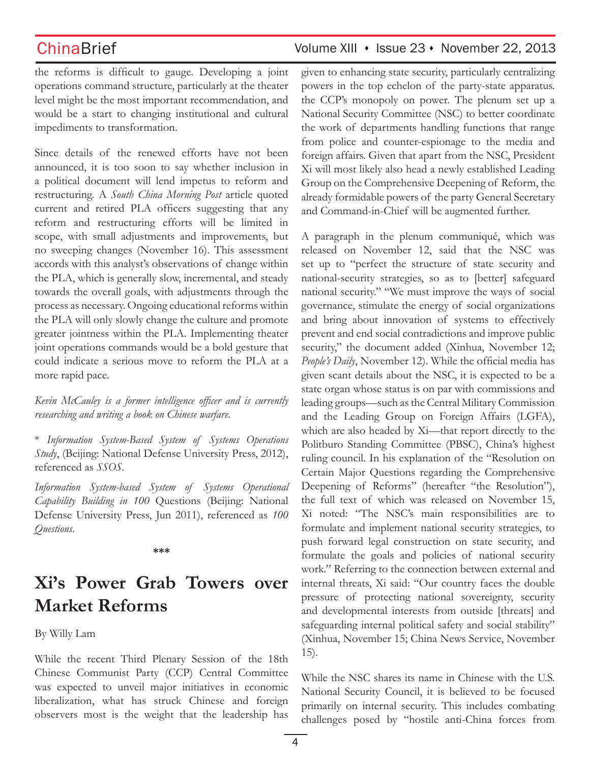the reforms is difficult to gauge. Developing a joint operations command structure, particularly at the theater level might be the most important recommendation, and would be a start to changing institutional and cultural impediments to transformation.

Since details of the renewed efforts have not been announced, it is too soon to say whether inclusion in a political document will lend impetus to reform and restructuring. A *South China Morning Post* article quoted current and retired PLA officers suggesting that any reform and restructuring efforts will be limited in scope, with small adjustments and improvements, but no sweeping changes (November 16). This assessment accords with this analyst's observations of change within the PLA, which is generally slow, incremental, and steady towards the overall goals, with adjustments through the process as necessary. Ongoing educational reforms within the PLA will only slowly change the culture and promote greater jointness within the PLA. Implementing theater joint operations commands would be a bold gesture that could indicate a serious move to reform the PLA at a more rapid pace.

*Kevin McCauley is a former intelligence officer and is currently researching and writing a book on Chinese warfare.*

* *Information System-Based System of Systems Operations Study*, (Beijing: National Defense University Press, 2012), referenced as *SSOS*.

*Information System-based System of Systems Operational Capability Building in 100* Questions (Beijing: National Defense University Press, Jun 2011), referenced as *100 Questions*.

***

# Xi's Power Grab Towers over Market Reforms

By Willy Lam

While the recent Third Plenary Session of the 18th Chinese Communist Party (CCP) Central Committee was expected to unveil major initiatives in economic liberalization, what has struck Chinese and foreign observers most is the weight that the leadership has given to enhancing state security, particularly centralizing powers in the top echelon of the party-state apparatus. the CCP's monopoly on power. The plenum set up a National Security Committee (NSC) to better coordinate the work of departments handling functions that range from police and counter-espionage to the media and foreign affairs. Given that apart from the NSC, President Xi will most likely also head a newly established Leading Group on the Comprehensive Deepening of Reform, the already formidable powers of the party General Secretary and Command-in-Chief will be augmented further.

A paragraph in the plenum communiqué, which was released on November 12, said that the NSC was set up to "perfect the structure of state security and national-security strategies, so as to [better] safeguard national security." "We must improve the ways of social governance, stimulate the energy of social organizations and bring about innovation of systems to effectively prevent and end social contradictions and improve public security," the document added (Xinhua, November 12; *People's Daily*, November 12). While the official media has given scant details about the NSC, it is expected to be a state organ whose status is on par with commissions and leading groups—such as the Central Military Commission and the Leading Group on Foreign Affairs (LGFA), which are also headed by Xi—that report directly to the Politburo Standing Committee (PBSC), China's highest ruling council. In his explanation of the "Resolution on Certain Major Questions regarding the Comprehensive Deepening of Reforms" (hereafter "the Resolution"), the full text of which was released on November 15, Xi noted: "The NSC's main responsibilities are to formulate and implement national security strategies, to push forward legal construction on state security, and formulate the goals and policies of national security work." Referring to the connection between external and internal threats, Xi said: "Our country faces the double pressure of protecting national sovereignty, security and developmental interests from outside [threats] and safeguarding internal political safety and social stability" (Xinhua, November 15; China News Service, November 15).

While the NSC shares its name in Chinese with the U.S. National Security Council, it is believed to be focused primarily on internal security. This includes combating challenges posed by "hostile anti-China forces from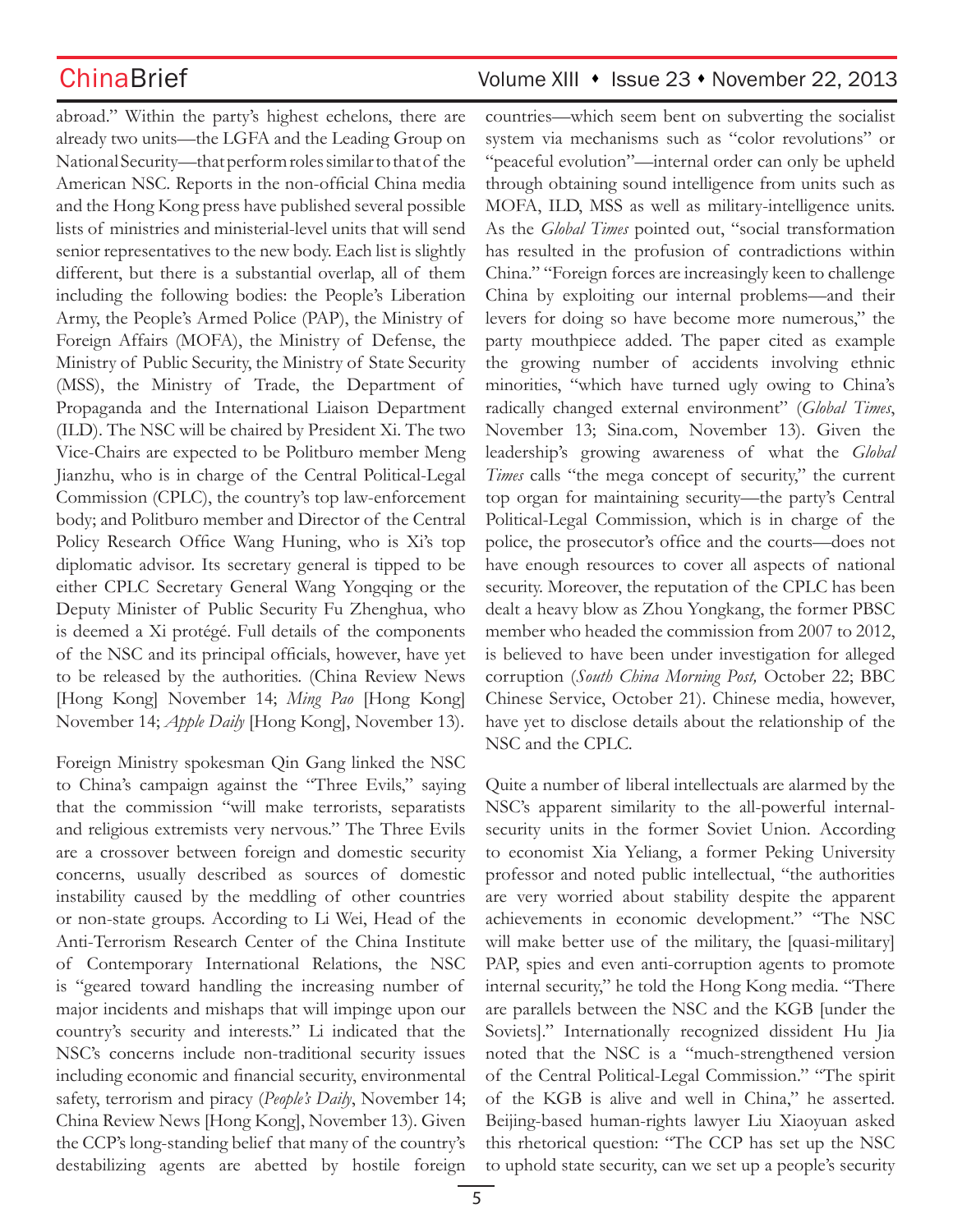abroad." Within the party's highest echelons, there are already two units—the LGFA and the Leading Group on National Security—that perform roles similar to that of the American NSC. Reports in the non-official China media and the Hong Kong press have published several possible lists of ministries and ministerial-level units that will send senior representatives to the new body. Each list is slightly different, but there is a substantial overlap, all of them including the following bodies: the People's Liberation Army, the People's Armed Police (PAP), the Ministry of Foreign Affairs (MOFA), the Ministry of Defense, the Ministry of Public Security, the Ministry of State Security (MSS), the Ministry of Trade, the Department of Propaganda and the International Liaison Department (ILD). The NSC will be chaired by President Xi. The two Vice-Chairs are expected to be Politburo member Meng Jianzhu, who is in charge of the Central Political-Legal Commission (CPLC), the country's top law-enforcement body; and Politburo member and Director of the Central Policy Research Office Wang Huning, who is Xi's top diplomatic advisor. Its secretary general is tipped to be either CPLC Secretary General Wang Yongqing or the Deputy Minister of Public Security Fu Zhenghua, who is deemed a Xi protégé. Full details of the components of the NSC and its principal officials, however, have yet to be released by the authorities. (China Review News [Hong Kong] November 14; *Ming Pao* [Hong Kong] November 14; *Apple Daily* [Hong Kong], November 13).

Foreign Ministry spokesman Qin Gang linked the NSC to China's campaign against the "Three Evils," saying that the commission "will make terrorists, separatists and religious extremists very nervous." The Three Evils are a crossover between foreign and domestic security concerns, usually described as sources of domestic instability caused by the meddling of other countries or non-state groups. According to Li Wei, Head of the Anti-Terrorism Research Center of the China Institute of Contemporary International Relations, the NSC is "geared toward handling the increasing number of major incidents and mishaps that will impinge upon our country's security and interests." Li indicated that the NSC's concerns include non-traditional security issues including economic and financial security, environmental safety, terrorism and piracy (*People's Daily*, November 14; China Review News [Hong Kong], November 13). Given the CCP's long-standing belief that many of the country's destabilizing agents are abetted by hostile foreign countries—which seem bent on subverting the socialist system via mechanisms such as "color revolutions" or "peaceful evolution"—internal order can only be upheld through obtaining sound intelligence from units such as MOFA, ILD, MSS as well as military-intelligence units. As the *Global Times* pointed out, "social transformation has resulted in the profusion of contradictions within China." "Foreign forces are increasingly keen to challenge China by exploiting our internal problems—and their levers for doing so have become more numerous," the party mouthpiece added. The paper cited as example the growing number of accidents involving ethnic minorities, "which have turned ugly owing to China's radically changed external environment" (*Global Times*, November 13; Sina.com, November 13). Given the leadership's growing awareness of what the *Global Times* calls "the mega concept of security," the current top organ for maintaining security—the party's Central Political-Legal Commission, which is in charge of the police, the prosecutor's office and the courts—does not have enough resources to cover all aspects of national security. Moreover, the reputation of the CPLC has been dealt a heavy blow as Zhou Yongkang, the former PBSC member who headed the commission from 2007 to 2012, is believed to have been under investigation for alleged corruption (*South China Morning Post,* October 22; BBC Chinese Service, October 21). Chinese media, however, have yet to disclose details about the relationship of the NSC and the CPLC.

Quite a number of liberal intellectuals are alarmed by the NSC's apparent similarity to the all-powerful internal-security units in the former Soviet Union. According to economist Xia Yeliang, a former Peking University professor and noted public intellectual, "the authorities are very worried about stability despite the apparent achievements in economic development." "The NSC will make better use of the military, the [quasi-military] PAP, spies and even anti-corruption agents to promote internal security," he told the Hong Kong media. "There are parallels between the NSC and the KGB [under the Soviets]." Internationally recognized dissident Hu Jia noted that the NSC is a "much-strengthened version of the Central Political-Legal Commission." "The spirit of the KGB is alive and well in China," he asserted. Beijing-based human-rights lawyer Liu Xiaoyuan asked this rhetorical question: "The CCP has set up the NSC to uphold state security, can we set up a people's security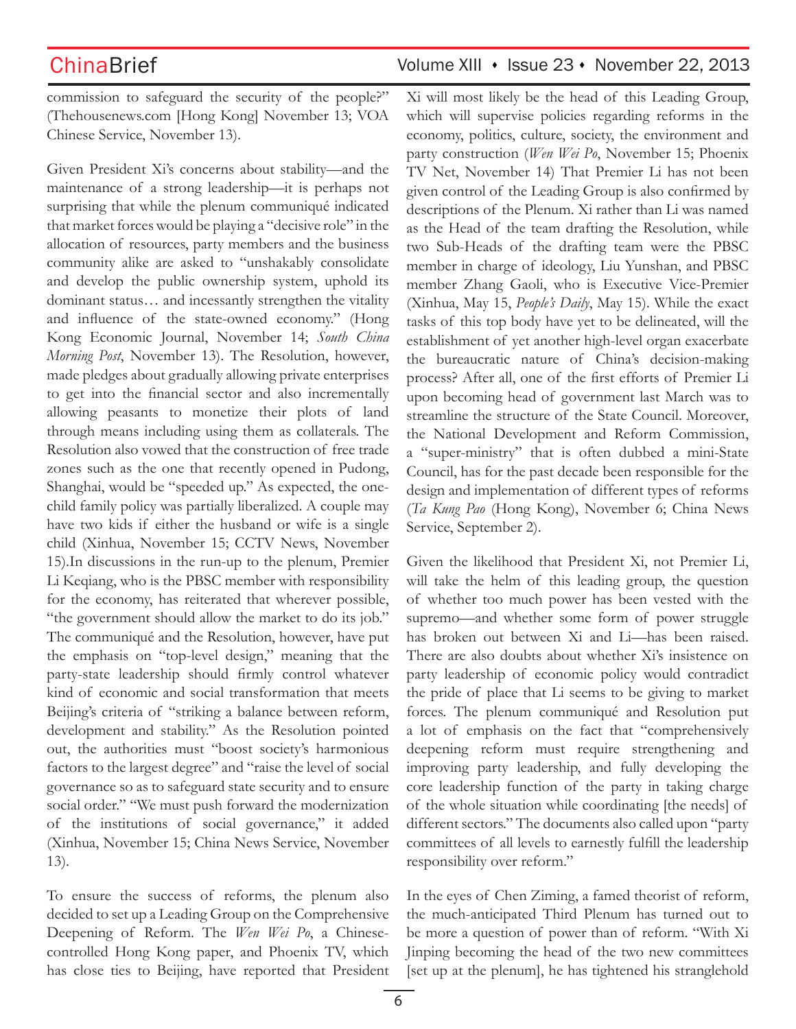commission to safeguard the security of the people?" (Thehousenews.com [Hong Kong] November 13; VOA Chinese Service, November 13).

Given President Xi's concerns about stability—and the maintenance of a strong leadership—it is perhaps not surprising that while the plenum communiqué indicated that market forces would be playing a "decisive role" in the allocation of resources, party members and the business community alike are asked to "unshakably consolidate and develop the public ownership system, uphold its dominant status… and incessantly strengthen the vitality and influence of the state-owned economy." (Hong Kong Economic Journal, November 14; *South China Morning Post*, November 13). The Resolution, however, made pledges about gradually allowing private enterprises to get into the financial sector and also incrementally allowing peasants to monetize their plots of land through means including using them as collaterals. The Resolution also vowed that the construction of free trade zones such as the one that recently opened in Pudong, Shanghai, would be "speeded up." As expected, the one-child family policy was partially liberalized. A couple may have two kids if either the husband or wife is a single child (Xinhua, November 15; CCTV News, November 15).In discussions in the run-up to the plenum, Premier Li Keqiang, who is the PBSC member with responsibility for the economy, has reiterated that wherever possible, "the government should allow the market to do its job." The communiqué and the Resolution, however, have put the emphasis on "top-level design," meaning that the party-state leadership should firmly control whatever kind of economic and social transformation that meets Beijing's criteria of "striking a balance between reform, development and stability." As the Resolution pointed out, the authorities must "boost society's harmonious factors to the largest degree" and "raise the level of social governance so as to safeguard state security and to ensure social order." "We must push forward the modernization of the institutions of social governance," it added (Xinhua, November 15; China News Service, November 13).

To ensure the success of reforms, the plenum also decided to set up a Leading Group on the Comprehensive Deepening of Reform. The *Wen Wei Po*, a Chinese-controlled Hong Kong paper, and Phoenix TV, which has close ties to Beijing, have reported that President Xi will most likely be the head of this Leading Group, which will supervise policies regarding reforms in the economy, politics, culture, society, the environment and party construction (*Wen Wei Po*, November 15; Phoenix TV Net, November 14) That Premier Li has not been given control of the Leading Group is also confirmed by descriptions of the Plenum. Xi rather than Li was named as the Head of the team drafting the Resolution, while two Sub-Heads of the drafting team were the PBSC member in charge of ideology, Liu Yunshan, and PBSC member Zhang Gaoli, who is Executive Vice-Premier (Xinhua, May 15, *People's Daily*, May 15). While the exact tasks of this top body have yet to be delineated, will the establishment of yet another high-level organ exacerbate the bureaucratic nature of China's decision-making process? After all, one of the first efforts of Premier Li upon becoming head of government last March was to streamline the structure of the State Council. Moreover, the National Development and Reform Commission, a "super-ministry" that is often dubbed a mini-State Council, has for the past decade been responsible for the design and implementation of different types of reforms (*Ta Kung Pao* (Hong Kong), November 6; China News Service, September 2).

Given the likelihood that President Xi, not Premier Li, will take the helm of this leading group, the question of whether too much power has been vested with the supremo—and whether some form of power struggle has broken out between Xi and Li—has been raised. There are also doubts about whether Xi's insistence on party leadership of economic policy would contradict the pride of place that Li seems to be giving to market forces. The plenum communiqué and Resolution put a lot of emphasis on the fact that "comprehensively deepening reform must require strengthening and improving party leadership, and fully developing the core leadership function of the party in taking charge of the whole situation while coordinating [the needs] of different sectors." The documents also called upon "party committees of all levels to earnestly fulfill the leadership responsibility over reform."

In the eyes of Chen Ziming, a famed theorist of reform, the much-anticipated Third Plenum has turned out to be more a question of power than of reform. "With Xi Jinping becoming the head of the two new committees [set up at the plenum], he has tightened his stranglehold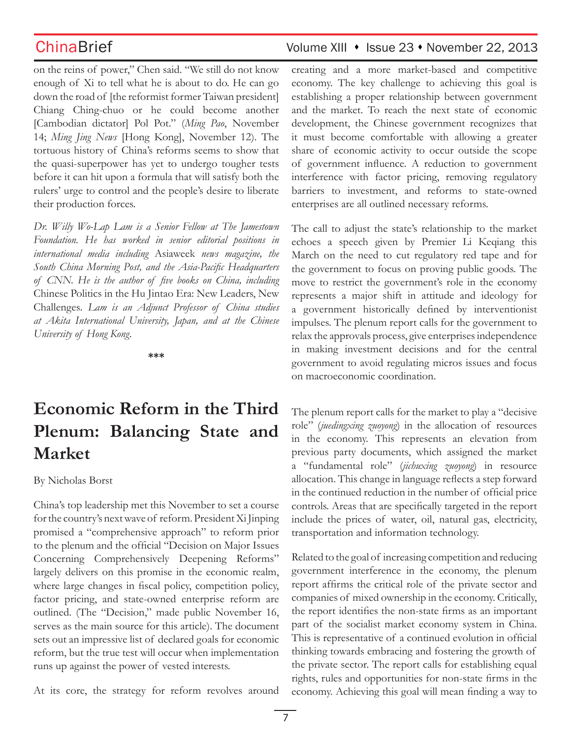on the reins of power," Chen said. "We still do not know enough of Xi to tell what he is about to do. He can go down the road of [the reformist former Taiwan president] Chiang Ching-chuo or he could become another [Cambodian dictator] Pol Pot." (*Ming Pao*, November 14; *Ming Jing News* [Hong Kong], November 12). The tortuous history of China's reforms seems to show that the quasi-superpower has yet to undergo tougher tests before it can hit upon a formula that will satisfy both the rulers' urge to control and the people's desire to liberate their production forces.

*Dr. Willy Wo-Lap Lam is a Senior Fellow at The Jamestown Foundation. He has worked in senior editorial positions in international media including* Asiaweek *news magazine, the South China Morning Post, and the Asia-Pacific Headquarters of CNN. He is the author of five books on China, including* Chinese Politics in the Hu Jintao Era: New Leaders, New Challenges. *Lam is an Adjunct Professor of China studies at Akita International University, Japan, and at the Chinese University of Hong Kong.*

***

# Economic Reform in the Third Plenum: Balancing State and Market

By Nicholas Borst

China's top leadership met this November to set a course for the country's next wave of reform. President Xi Jinping promised a "comprehensive approach" to reform prior to the plenum and the official "Decision on Major Issues Concerning Comprehensively Deepening Reforms" largely delivers on this promise in the economic realm, where large changes in fiscal policy, competition policy, factor pricing, and state-owned enterprise reform are outlined. (The "Decision," made public November 16, serves as the main source for this article). The document sets out an impressive list of declared goals for economic reform, but the true test will occur when implementation runs up against the power of vested interests.

At its core, the strategy for reform revolves around creating and a more market-based and competitive economy. The key challenge to achieving this goal is establishing a proper relationship between government and the market. To reach the next state of economic development, the Chinese government recognizes that it must become comfortable with allowing a greater share of economic activity to occur outside the scope of government influence. A reduction to government interference with factor pricing, removing regulatory barriers to investment, and reforms to state-owned enterprises are all outlined necessary reforms.

The call to adjust the state's relationship to the market echoes a speech given by Premier Li Keqiang this March on the need to cut regulatory red tape and for the government to focus on proving public goods. The move to restrict the government's role in the economy represents a major shift in attitude and ideology for a government historically defined by interventionist impulses. The plenum report calls for the government to relax the approvals process, give enterprises independence in making investment decisions and for the central government to avoid regulating micros issues and focus on macroeconomic coordination.

The plenum report calls for the market to play a "decisive role" (*juedingxing zuoyong*) in the allocation of resources in the economy. This represents an elevation from previous party documents, which assigned the market a "fundamental role" (*jichuxing zuoyong*) in resource allocation. This change in language reflects a step forward in the continued reduction in the number of official price controls. Areas that are specifically targeted in the report include the prices of water, oil, natural gas, electricity, transportation and information technology.

Related to the goal of increasing competition and reducing government interference in the economy, the plenum report affirms the critical role of the private sector and companies of mixed ownership in the economy. Critically, the report identifies the non-state firms as an important part of the socialist market economy system in China. This is representative of a continued evolution in official thinking towards embracing and fostering the growth of the private sector. The report calls for establishing equal rights, rules and opportunities for non-state firms in the economy. Achieving this goal will mean finding a way to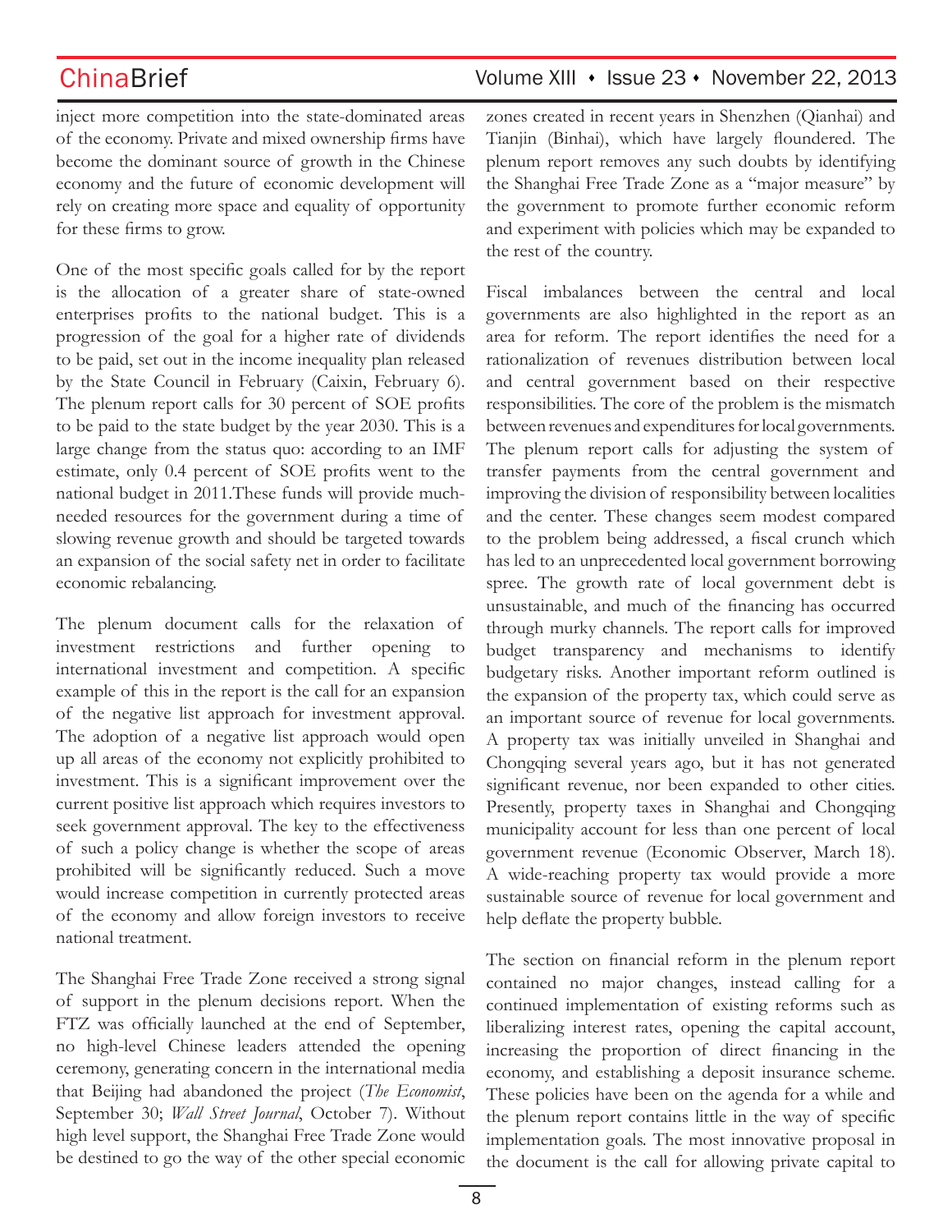inject more competition into the state-dominated areas of the economy. Private and mixed ownership firms have become the dominant source of growth in the Chinese economy and the future of economic development will rely on creating more space and equality of opportunity for these firms to grow.

One of the most specific goals called for by the report is the allocation of a greater share of state-owned enterprises profits to the national budget. This is a progression of the goal for a higher rate of dividends to be paid, set out in the income inequality plan released by the State Council in February (Caixin, February 6). The plenum report calls for 30 percent of SOE profits to be paid to the state budget by the year 2030. This is a large change from the status quo: according to an IMF estimate, only 0.4 percent of SOE profits went to the national budget in 2011.These funds will provide much-needed resources for the government during a time of slowing revenue growth and should be targeted towards an expansion of the social safety net in order to facilitate economic rebalancing.

The plenum document calls for the relaxation of investment restrictions and further opening to international investment and competition. A specific example of this in the report is the call for an expansion of the negative list approach for investment approval. The adoption of a negative list approach would open up all areas of the economy not explicitly prohibited to investment. This is a significant improvement over the current positive list approach which requires investors to seek government approval. The key to the effectiveness of such a policy change is whether the scope of areas prohibited will be significantly reduced. Such a move would increase competition in currently protected areas of the economy and allow foreign investors to receive national treatment.

The Shanghai Free Trade Zone received a strong signal of support in the plenum decisions report. When the FTZ was officially launched at the end of September, no high-level Chinese leaders attended the opening ceremony, generating concern in the international media that Beijing had abandoned the project (*The Economist*, September 30; *Wall Street Journal*, October 7). Without high level support, the Shanghai Free Trade Zone would be destined to go the way of the other special economic zones created in recent years in Shenzhen (Qianhai) and Tianjin (Binhai), which have largely floundered. The plenum report removes any such doubts by identifying the Shanghai Free Trade Zone as a "major measure" by the government to promote further economic reform and experiment with policies which may be expanded to the rest of the country.

Fiscal imbalances between the central and local governments are also highlighted in the report as an area for reform. The report identifies the need for a rationalization of revenues distribution between local and central government based on their respective responsibilities. The core of the problem is the mismatch between revenues and expenditures for local governments. The plenum report calls for adjusting the system of transfer payments from the central government and improving the division of responsibility between localities and the center. These changes seem modest compared to the problem being addressed, a fiscal crunch which has led to an unprecedented local government borrowing spree. The growth rate of local government debt is unsustainable, and much of the financing has occurred through murky channels. The report calls for improved budget transparency and mechanisms to identify budgetary risks. Another important reform outlined is the expansion of the property tax, which could serve as an important source of revenue for local governments. A property tax was initially unveiled in Shanghai and Chongqing several years ago, but it has not generated significant revenue, nor been expanded to other cities. Presently, property taxes in Shanghai and Chongqing municipality account for less than one percent of local government revenue (Economic Observer, March 18). A wide-reaching property tax would provide a more sustainable source of revenue for local government and help deflate the property bubble.

The section on financial reform in the plenum report contained no major changes, instead calling for a continued implementation of existing reforms such as liberalizing interest rates, opening the capital account, increasing the proportion of direct financing in the economy, and establishing a deposit insurance scheme. These policies have been on the agenda for a while and the plenum report contains little in the way of specific implementation goals. The most innovative proposal in the document is the call for allowing private capital to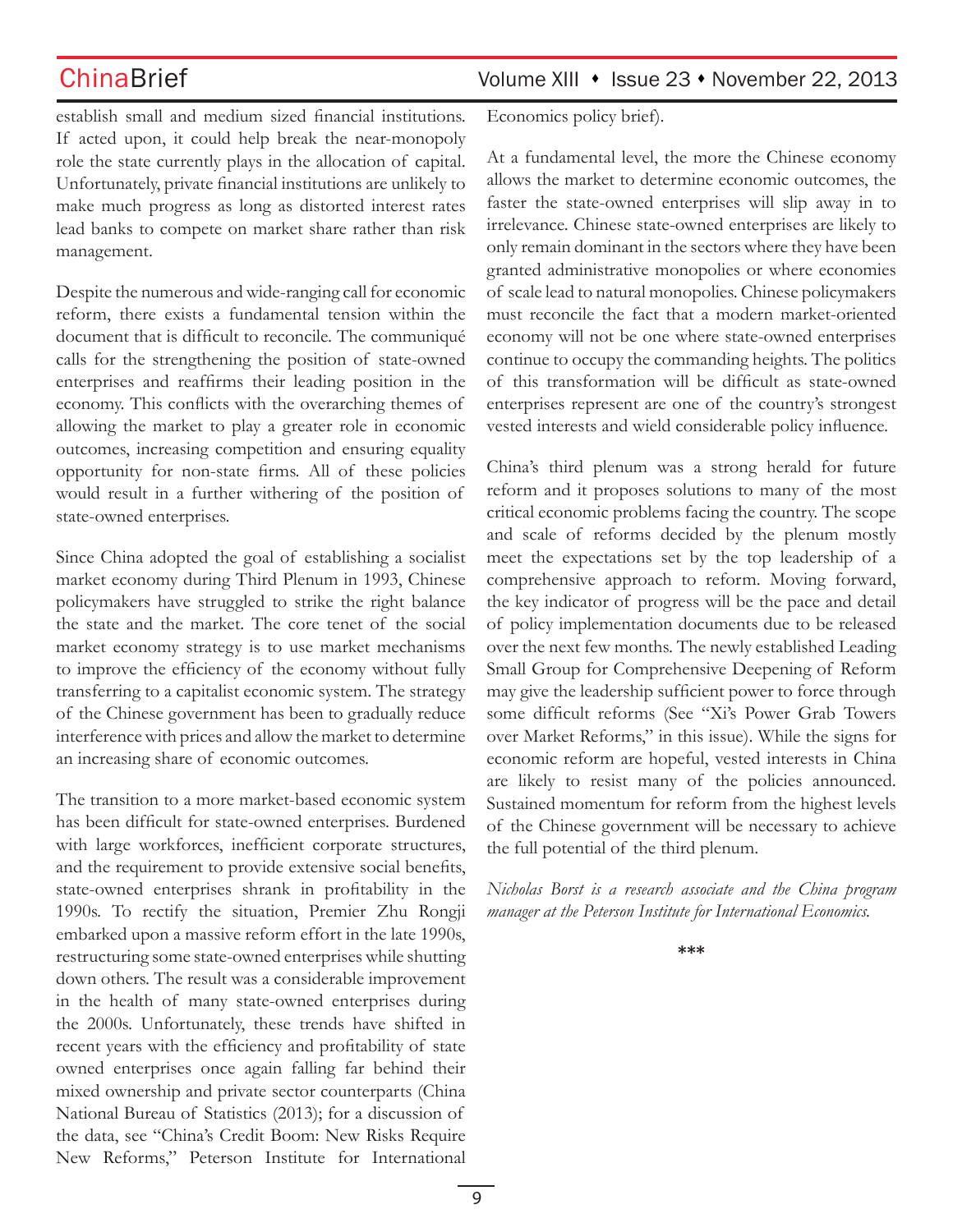establish small and medium sized financial institutions. If acted upon, it could help break the near-monopoly role the state currently plays in the allocation of capital. Unfortunately, private financial institutions are unlikely to make much progress as long as distorted interest rates lead banks to compete on market share rather than risk management.

Despite the numerous and wide-ranging call for economic reform, there exists a fundamental tension within the document that is difficult to reconcile. The communiqué calls for the strengthening the position of state-owned enterprises and reaffirms their leading position in the economy. This conflicts with the overarching themes of allowing the market to play a greater role in economic outcomes, increasing competition and ensuring equality opportunity for non-state firms. All of these policies would result in a further withering of the position of state-owned enterprises.

Since China adopted the goal of establishing a socialist market economy during Third Plenum in 1993, Chinese policymakers have struggled to strike the right balance the state and the market. The core tenet of the social market economy strategy is to use market mechanisms to improve the efficiency of the economy without fully transferring to a capitalist economic system. The strategy of the Chinese government has been to gradually reduce interference with prices and allow the market to determine an increasing share of economic outcomes.

The transition to a more market-based economic system has been difficult for state-owned enterprises. Burdened with large workforces, inefficient corporate structures, and the requirement to provide extensive social benefits, state-owned enterprises shrank in profitability in the 1990s. To rectify the situation, Premier Zhu Rongji embarked upon a massive reform effort in the late 1990s, restructuring some state-owned enterprises while shutting down others. The result was a considerable improvement in the health of many state-owned enterprises during the 2000s. Unfortunately, these trends have shifted in recent years with the efficiency and profitability of state owned enterprises once again falling far behind their mixed ownership and private sector counterparts (China National Bureau of Statistics (2013); for a discussion of the data, see "China's Credit Boom: New Risks Require New Reforms," Peterson Institute for International Economics policy brief).

At a fundamental level, the more the Chinese economy allows the market to determine economic outcomes, the faster the state-owned enterprises will slip away in to irrelevance. Chinese state-owned enterprises are likely to only remain dominant in the sectors where they have been granted administrative monopolies or where economies of scale lead to natural monopolies. Chinese policymakers must reconcile the fact that a modern market-oriented economy will not be one where state-owned enterprises continue to occupy the commanding heights. The politics of this transformation will be difficult as state-owned enterprises represent are one of the country's strongest vested interests and wield considerable policy influence.

China's third plenum was a strong herald for future reform and it proposes solutions to many of the most critical economic problems facing the country. The scope and scale of reforms decided by the plenum mostly meet the expectations set by the top leadership of a comprehensive approach to reform. Moving forward, the key indicator of progress will be the pace and detail of policy implementation documents due to be released over the next few months. The newly established Leading Small Group for Comprehensive Deepening of Reform may give the leadership sufficient power to force through some difficult reforms (See "Xi's Power Grab Towers over Market Reforms," in this issue). While the signs for economic reform are hopeful, vested interests in China are likely to resist many of the policies announced. Sustained momentum for reform from the highest levels of the Chinese government will be necessary to achieve the full potential of the third plenum.

*Nicholas Borst is a research associate and the China program manager at the Peterson Institute for International Economics.*

***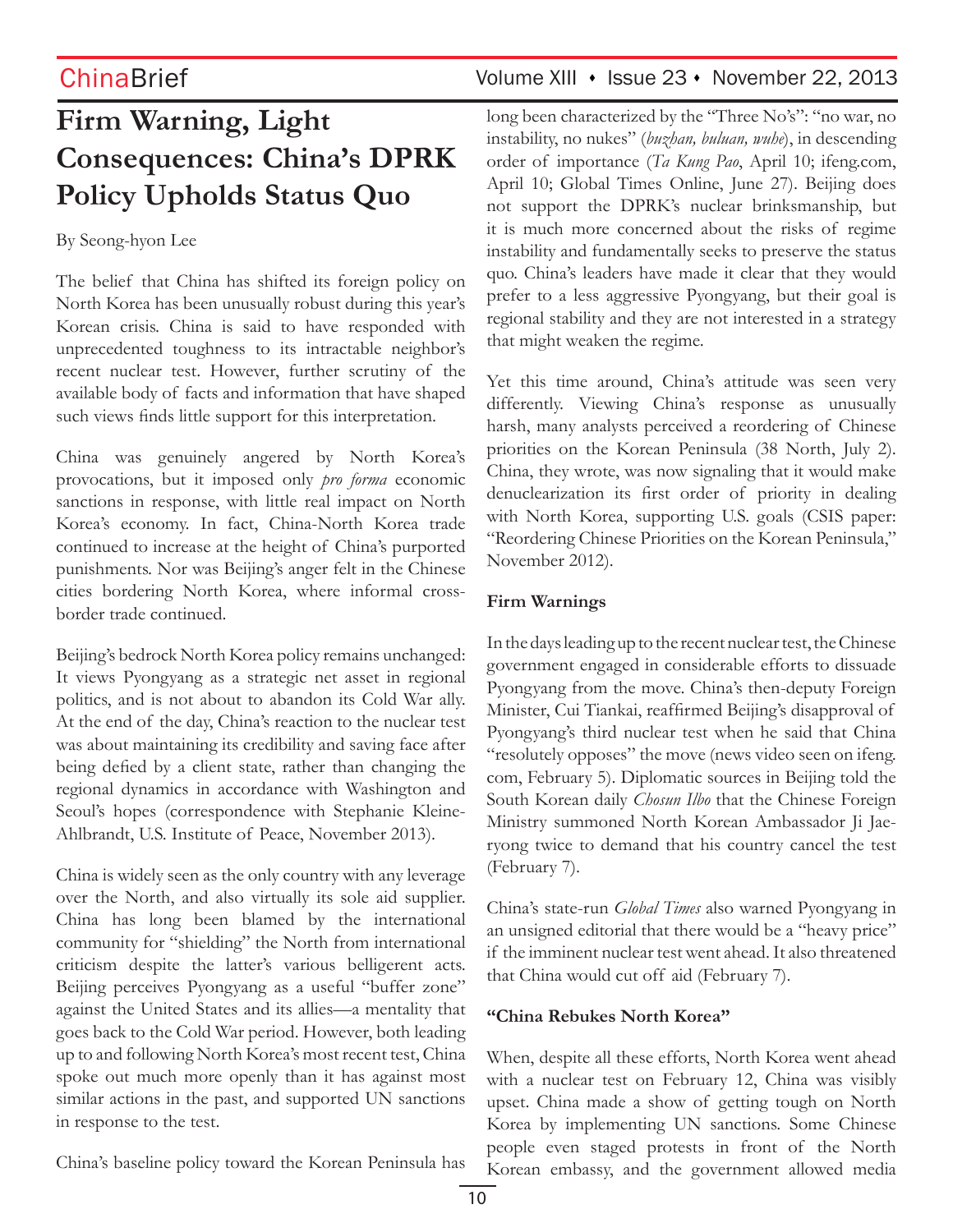# Firm Warning, Light Consequences: China's DPRK Policy Upholds Status Quo

By Seong-hyon Lee

The belief that China has shifted its foreign policy on North Korea has been unusually robust during this year's Korean crisis. China is said to have responded with unprecedented toughness to its intractable neighbor's recent nuclear test. However, further scrutiny of the available body of facts and information that have shaped such views finds little support for this interpretation.

China was genuinely angered by North Korea's provocations, but it imposed only *pro forma* economic sanctions in response, with little real impact on North Korea's economy. In fact, China-North Korea trade continued to increase at the height of China's purported punishments. Nor was Beijing's anger felt in the Chinese cities bordering North Korea, where informal cross-border trade continued.

Beijing's bedrock North Korea policy remains unchanged: It views Pyongyang as a strategic net asset in regional politics, and is not about to abandon its Cold War ally. At the end of the day, China's reaction to the nuclear test was about maintaining its credibility and saving face after being defied by a client state, rather than changing the regional dynamics in accordance with Washington and Seoul's hopes (correspondence with Stephanie Kleine-Ahlbrandt, U.S. Institute of Peace, November 2013).

China is widely seen as the only country with any leverage over the North, and also virtually its sole aid supplier. China has long been blamed by the international community for "shielding" the North from international criticism despite the latter's various belligerent acts. Beijing perceives Pyongyang as a useful "buffer zone" against the United States and its allies—a mentality that goes back to the Cold War period. However, both leading up to and following North Korea's most recent test, China spoke out much more openly than it has against most similar actions in the past, and supported UN sanctions in response to the test.

China's baseline policy toward the Korean Peninsula has long been characterized by the "Three No's": "no war, no instability, no nukes" (*buzhan, buluan, wuhe*), in descending order of importance (*Ta Kung Pao*, April 10; ifeng.com, April 10; Global Times Online, June 27). Beijing does not support the DPRK's nuclear brinksmanship, but it is much more concerned about the risks of regime instability and fundamentally seeks to preserve the status quo. China's leaders have made it clear that they would prefer to a less aggressive Pyongyang, but their goal is regional stability and they are not interested in a strategy that might weaken the regime.

Yet this time around, China's attitude was seen very differently. Viewing China's response as unusually harsh, many analysts perceived a reordering of Chinese priorities on the Korean Peninsula (38 North, July 2). China, they wrote, was now signaling that it would make denuclearization its first order of priority in dealing with North Korea, supporting U.S. goals (CSIS paper: "Reordering Chinese Priorities on the Korean Peninsula," November 2012).

**Firm Warnings**

In the days leading up to the recent nuclear test, the Chinese government engaged in considerable efforts to dissuade Pyongyang from the move. China's then-deputy Foreign Minister, Cui Tiankai, reaffirmed Beijing's disapproval of Pyongyang's third nuclear test when he said that China "resolutely opposes" the move (news video seen on ifeng.com, February 5). Diplomatic sources in Beijing told the South Korean daily *Chosun Ilbo* that the Chinese Foreign Ministry summoned North Korean Ambassador Ji Jae-ryong twice to demand that his country cancel the test (February 7).

China's state-run *Global Times* also warned Pyongyang in an unsigned editorial that there would be a "heavy price" if the imminent nuclear test went ahead. It also threatened that China would cut off aid (February 7).

**"China Rebukes North Korea"**

When, despite all these efforts, North Korea went ahead with a nuclear test on February 12, China was visibly upset. China made a show of getting tough on North Korea by implementing UN sanctions. Some Chinese people even staged protests in front of the North Korean embassy, and the government allowed media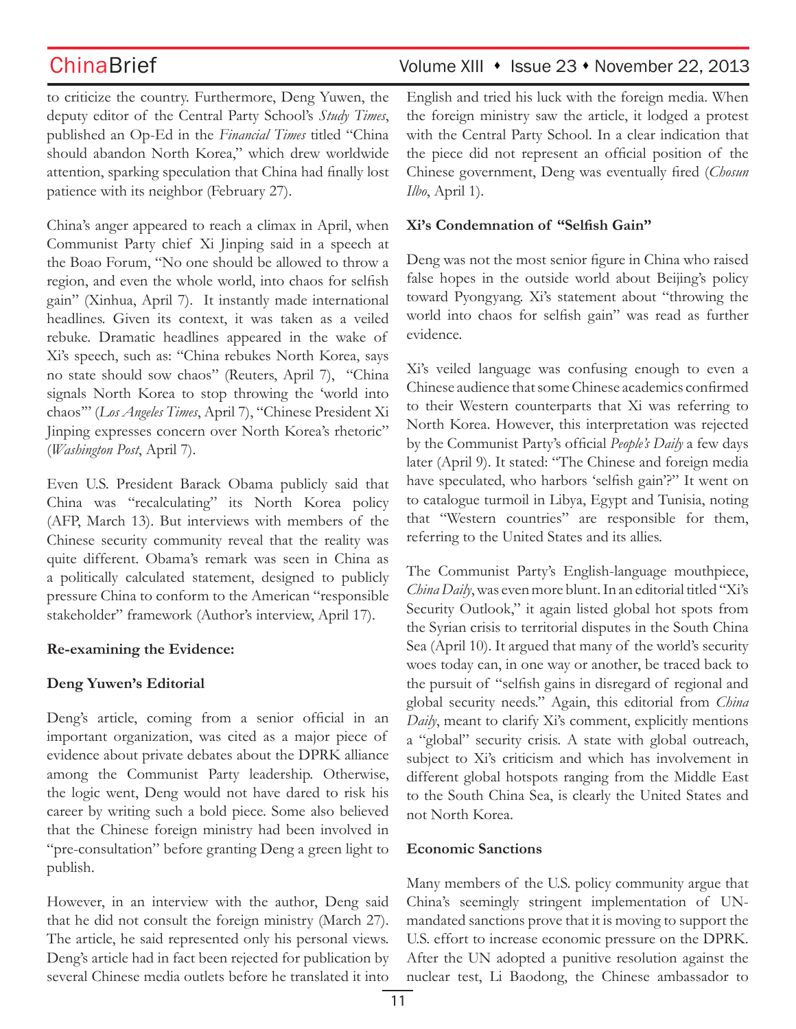to criticize the country. Furthermore, Deng Yuwen, the deputy editor of the Central Party School's *Study Times*, published an Op-Ed in the *Financial Times* titled "China should abandon North Korea," which drew worldwide attention, sparking speculation that China had finally lost patience with its neighbor (February 27).

China's anger appeared to reach a climax in April, when Communist Party chief Xi Jinping said in a speech at the Boao Forum, "No one should be allowed to throw a region, and even the whole world, into chaos for selfish gain" (Xinhua, April 7). It instantly made international headlines. Given its context, it was taken as a veiled rebuke. Dramatic headlines appeared in the wake of Xi's speech, such as: "China rebukes North Korea, says no state should sow chaos" (Reuters, April 7), "China signals North Korea to stop throwing the 'world into chaos'" (*Los Angeles Times*, April 7), "Chinese President Xi Jinping expresses concern over North Korea's rhetoric" (*Washington Post*, April 7).

Even U.S. President Barack Obama publicly said that China was "recalculating" its North Korea policy (AFP, March 13). But interviews with members of the Chinese security community reveal that the reality was quite different. Obama's remark was seen in China as a politically calculated statement, designed to publicly pressure China to conform to the American "responsible stakeholder" framework (Author's interview, April 17).

**Re-examining the Evidence:**

**Deng Yuwen's Editorial**

Deng's article, coming from a senior official in an important organization, was cited as a major piece of evidence about private debates about the DPRK alliance among the Communist Party leadership. Otherwise, the logic went, Deng would not have dared to risk his career by writing such a bold piece. Some also believed that the Chinese foreign ministry had been involved in "pre-consultation" before granting Deng a green light to publish.

However, in an interview with the author, Deng said that he did not consult the foreign ministry (March 27). The article, he said represented only his personal views. Deng's article had in fact been rejected for publication by several Chinese media outlets before he translated it into English and tried his luck with the foreign media. When the foreign ministry saw the article, it lodged a protest with the Central Party School. In a clear indication that the piece did not represent an official position of the Chinese government, Deng was eventually fired (*Chosun Ilbo*, April 1).

**Xi's Condemnation of "Selfish Gain"**

Deng was not the most senior figure in China who raised false hopes in the outside world about Beijing's policy toward Pyongyang. Xi's statement about "throwing the world into chaos for selfish gain" was read as further evidence.

Xi's veiled language was confusing enough to even a Chinese audience that some Chinese academics confirmed to their Western counterparts that Xi was referring to North Korea. However, this interpretation was rejected by the Communist Party's official *People's Daily* a few days later (April 9). It stated: "The Chinese and foreign media have speculated, who harbors 'selfish gain'?" It went on to catalogue turmoil in Libya, Egypt and Tunisia, noting that "Western countries" are responsible for them, referring to the United States and its allies.

The Communist Party's English-language mouthpiece, *China Daily*, was even more blunt. In an editorial titled "Xi's Security Outlook," it again listed global hot spots from the Syrian crisis to territorial disputes in the South China Sea (April 10). It argued that many of the world's security woes today can, in one way or another, be traced back to the pursuit of "selfish gains in disregard of regional and global security needs." Again, this editorial from *China Daily*, meant to clarify Xi's comment, explicitly mentions a "global" security crisis. A state with global outreach, subject to Xi's criticism and which has involvement in different global hotspots ranging from the Middle East to the South China Sea, is clearly the United States and not North Korea.

**Economic Sanctions**

Many members of the U.S. policy community argue that China's seemingly stringent implementation of UN-mandated sanctions prove that it is moving to support the U.S. effort to increase economic pressure on the DPRK. After the UN adopted a punitive resolution against the nuclear test, Li Baodong, the Chinese ambassador to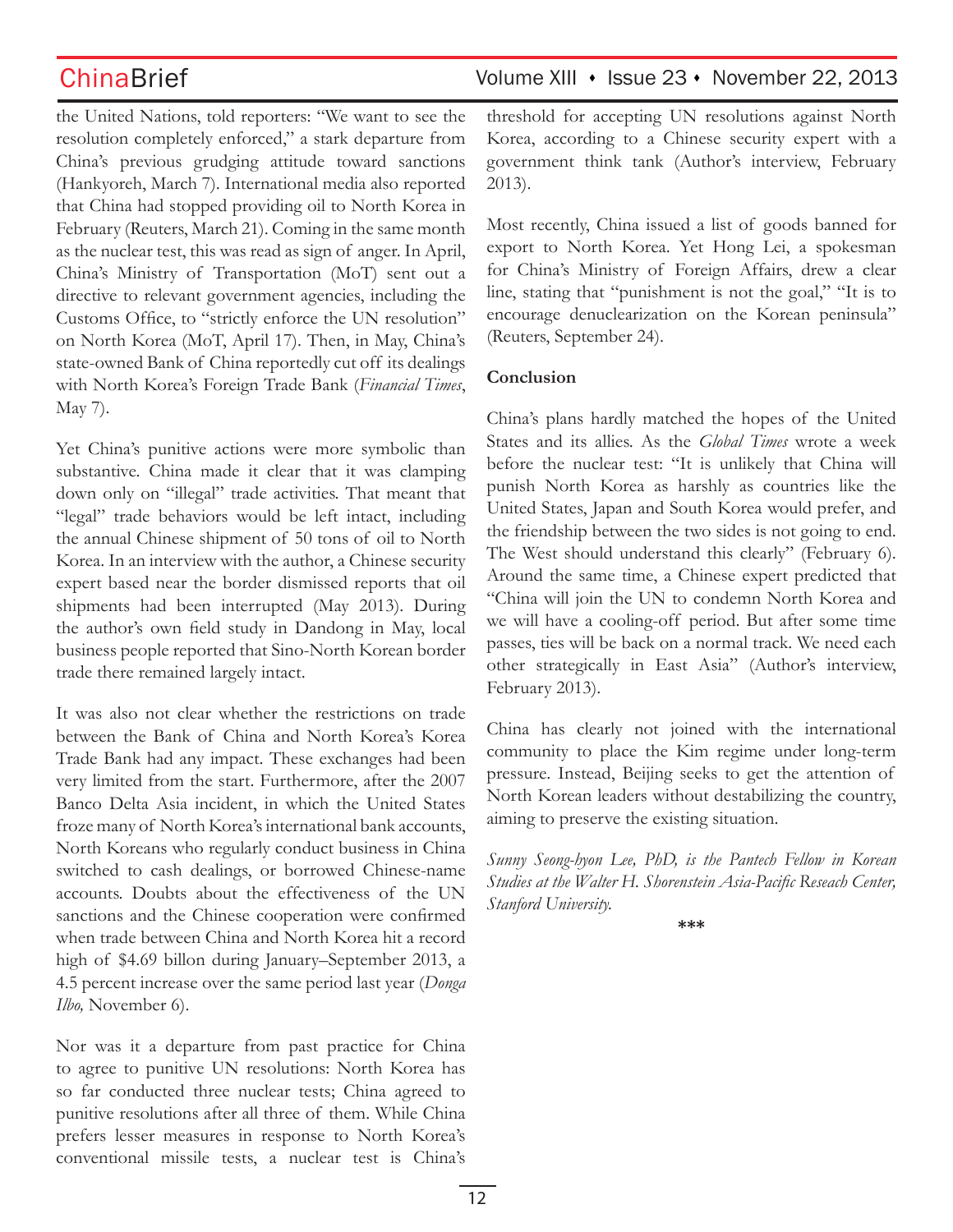the United Nations, told reporters: "We want to see the resolution completely enforced," a stark departure from China's previous grudging attitude toward sanctions (Hankyoreh, March 7). International media also reported that China had stopped providing oil to North Korea in February (Reuters, March 21). Coming in the same month as the nuclear test, this was read as sign of anger. In April, China's Ministry of Transportation (MoT) sent out a directive to relevant government agencies, including the Customs Office, to "strictly enforce the UN resolution" on North Korea (MoT, April 17). Then, in May, China's state-owned Bank of China reportedly cut off its dealings with North Korea's Foreign Trade Bank (*Financial Times*, May 7).

Yet China's punitive actions were more symbolic than substantive. China made it clear that it was clamping down only on "illegal" trade activities. That meant that "legal" trade behaviors would be left intact, including the annual Chinese shipment of 50 tons of oil to North Korea. In an interview with the author, a Chinese security expert based near the border dismissed reports that oil shipments had been interrupted (May 2013). During the author's own field study in Dandong in May, local business people reported that Sino-North Korean border trade there remained largely intact.

It was also not clear whether the restrictions on trade between the Bank of China and North Korea's Korea Trade Bank had any impact. These exchanges had been very limited from the start. Furthermore, after the 2007 Banco Delta Asia incident, in which the United States froze many of North Korea's international bank accounts, North Koreans who regularly conduct business in China switched to cash dealings, or borrowed Chinese-name accounts. Doubts about the effectiveness of the UN sanctions and the Chinese cooperation were confirmed when trade between China and North Korea hit a record high of $4.69 billon during January–September 2013, a 4.5 percent increase over the same period last year (*Donga Ilbo,* November 6).

Nor was it a departure from past practice for China to agree to punitive UN resolutions: North Korea has so far conducted three nuclear tests; China agreed to punitive resolutions after all three of them. While China prefers lesser measures in response to North Korea's conventional missile tests, a nuclear test is China's threshold for accepting UN resolutions against North Korea, according to a Chinese security expert with a government think tank (Author's interview, February 2013).

Most recently, China issued a list of goods banned for export to North Korea. Yet Hong Lei, a spokesman for China's Ministry of Foreign Affairs, drew a clear line, stating that "punishment is not the goal," "It is to encourage denuclearization on the Korean peninsula" (Reuters, September 24).

**Conclusion**

China's plans hardly matched the hopes of the United States and its allies. As the *Global Times* wrote a week before the nuclear test: "It is unlikely that China will punish North Korea as harshly as countries like the United States, Japan and South Korea would prefer, and the friendship between the two sides is not going to end. The West should understand this clearly" (February 6). Around the same time, a Chinese expert predicted that "China will join the UN to condemn North Korea and we will have a cooling-off period. But after some time passes, ties will be back on a normal track. We need each other strategically in East Asia" (Author's interview, February 2013).

China has clearly not joined with the international community to place the Kim regime under long-term pressure. Instead, Beijing seeks to get the attention of North Korean leaders without destabilizing the country, aiming to preserve the existing situation.

*Sunny Seong-hyon Lee, PhD, is the Pantech Fellow in Korean Studies at the Walter H. Shorenstein Asia-Pacific Reseach Center, Stanford University.*

***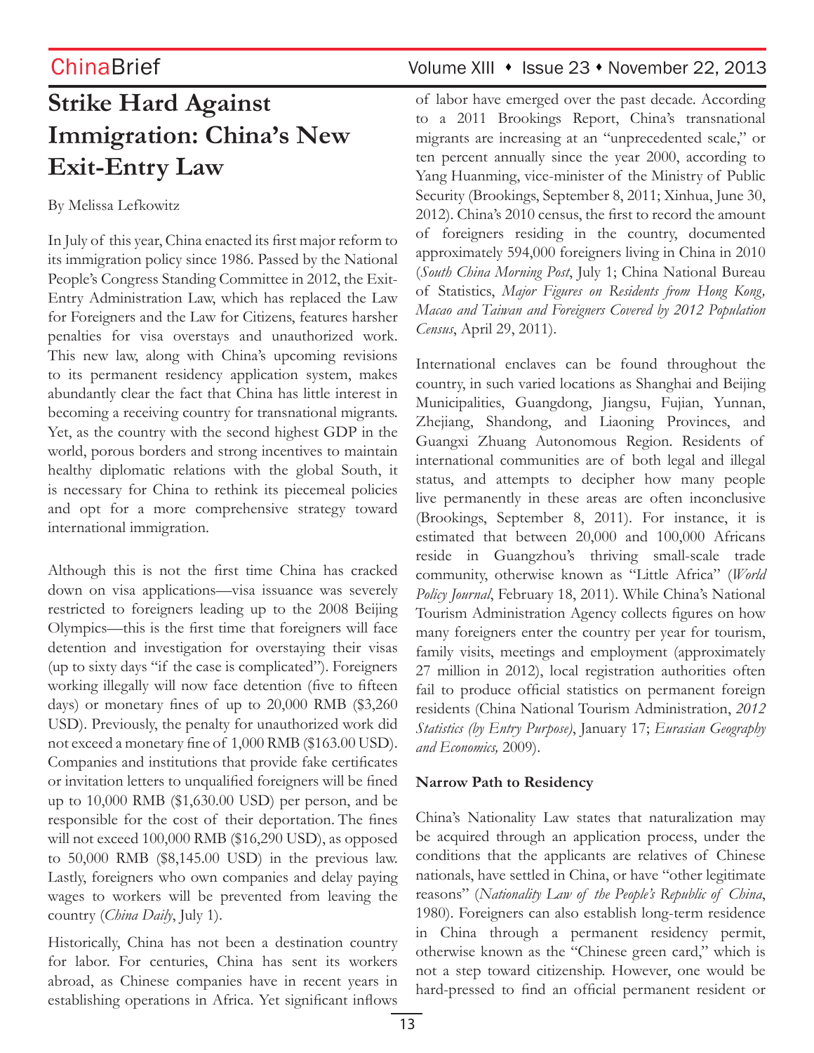# Strike Hard Against Immigration: China's New Exit-Entry Law

By Melissa Lefkowitz

In July of this year, China enacted its first major reform to its immigration policy since 1986. Passed by the National People's Congress Standing Committee in 2012, the Exit-Entry Administration Law, which has replaced the Law for Foreigners and the Law for Citizens, features harsher penalties for visa overstays and unauthorized work. This new law, along with China's upcoming revisions to its permanent residency application system, makes abundantly clear the fact that China has little interest in becoming a receiving country for transnational migrants. Yet, as the country with the second highest GDP in the world, porous borders and strong incentives to maintain healthy diplomatic relations with the global South, it is necessary for China to rethink its piecemeal policies and opt for a more comprehensive strategy toward international immigration.

Although this is not the first time China has cracked down on visa applications—visa issuance was severely restricted to foreigners leading up to the 2008 Beijing Olympics—this is the first time that foreigners will face detention and investigation for overstaying their visas (up to sixty days "if the case is complicated"). Foreigners working illegally will now face detention (five to fifteen days) or monetary fines of up to 20,000 RMB ($3,260 USD). Previously, the penalty for unauthorized work did not exceed a monetary fine of 1,000 RMB ($163.00 USD). Companies and institutions that provide fake certificates or invitation letters to unqualified foreigners will be fined up to 10,000 RMB ($1,630.00 USD) per person, and be responsible for the cost of their deportation. The fines will not exceed 100,000 RMB ($16,290 USD), as opposed to 50,000 RMB ($8,145.00 USD) in the previous law. Lastly, foreigners who own companies and delay paying wages to workers will be prevented from leaving the country (*China Daily*, July 1).

Historically, China has not been a destination country for labor. For centuries, China has sent its workers abroad, as Chinese companies have in recent years in establishing operations in Africa. Yet significant inflows of labor have emerged over the past decade. According to a 2011 Brookings Report, China's transnational migrants are increasing at an "unprecedented scale," or ten percent annually since the year 2000, according to Yang Huanming, vice-minister of the Ministry of Public Security (Brookings, September 8, 2011; Xinhua, June 30, 2012). China's 2010 census, the first to record the amount of foreigners residing in the country, documented approximately 594,000 foreigners living in China in 2010 (*South China Morning Post*, July 1; China National Bureau of Statistics, *Major Figures on Residents from Hong Kong, Macao and Taiwan and Foreigners Covered by 2012 Population Census*, April 29, 2011).

International enclaves can be found throughout the country, in such varied locations as Shanghai and Beijing Municipalities, Guangdong, Jiangsu, Fujian, Yunnan, Zhejiang, Shandong, and Liaoning Provinces, and Guangxi Zhuang Autonomous Region. Residents of international communities are of both legal and illegal status, and attempts to decipher how many people live permanently in these areas are often inconclusive (Brookings, September 8, 2011). For instance, it is estimated that between 20,000 and 100,000 Africans reside in Guangzhou's thriving small-scale trade community, otherwise known as "Little Africa" (*World Policy Journal*, February 18, 2011). While China's National Tourism Administration Agency collects figures on how many foreigners enter the country per year for tourism, family visits, meetings and employment (approximately 27 million in 2012), local registration authorities often fail to produce official statistics on permanent foreign residents (China National Tourism Administration, *2012 Statistics (by Entry Purpose)*, January 17; *Eurasian Geography and Economics,* 2009).

**Narrow Path to Residency**

China's Nationality Law states that naturalization may be acquired through an application process, under the conditions that the applicants are relatives of Chinese nationals, have settled in China, or have "other legitimate reasons" (*Nationality Law of the People's Republic of China*, 1980). Foreigners can also establish long-term residence in China through a permanent residency permit, otherwise known as the "Chinese green card," which is not a step toward citizenship. However, one would be hard-pressed to find an official permanent resident or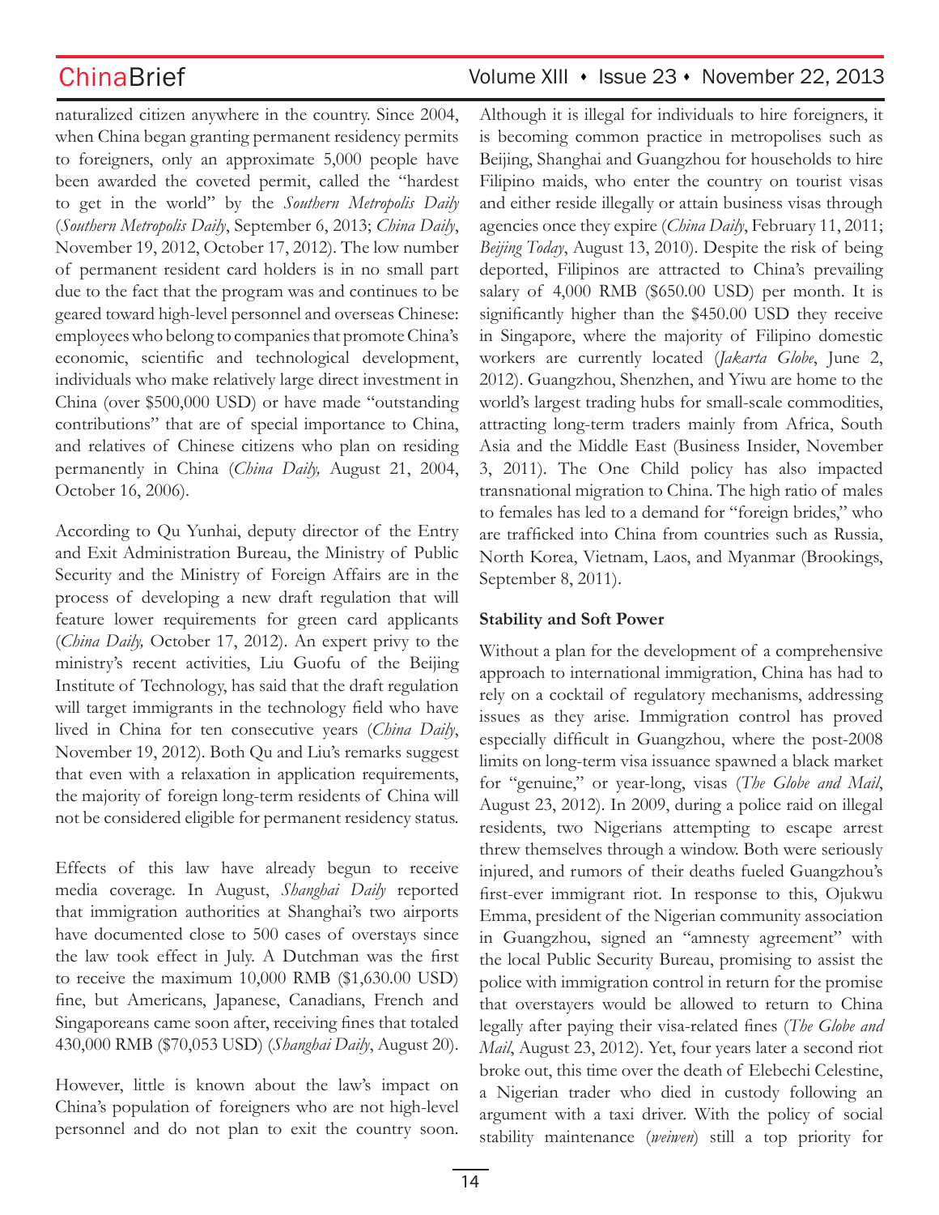naturalized citizen anywhere in the country. Since 2004, when China began granting permanent residency permits to foreigners, only an approximate 5,000 people have been awarded the coveted permit, called the "hardest to get in the world" by the *Southern Metropolis Daily* (*Southern Metropolis Daily*, September 6, 2013; *China Daily*, November 19, 2012, October 17, 2012). The low number of permanent resident card holders is in no small part due to the fact that the program was and continues to be geared toward high-level personnel and overseas Chinese: employees who belong to companies that promote China's economic, scientific and technological development, individuals who make relatively large direct investment in China (over $500,000 USD) or have made "outstanding contributions" that are of special importance to China, and relatives of Chinese citizens who plan on residing permanently in China (*China Daily,* August 21, 2004, October 16, 2006).

According to Qu Yunhai, deputy director of the Entry and Exit Administration Bureau, the Ministry of Public Security and the Ministry of Foreign Affairs are in the process of developing a new draft regulation that will feature lower requirements for green card applicants (*China Daily,* October 17, 2012). An expert privy to the ministry's recent activities, Liu Guofu of the Beijing Institute of Technology, has said that the draft regulation will target immigrants in the technology field who have lived in China for ten consecutive years (*China Daily*, November 19, 2012). Both Qu and Liu's remarks suggest that even with a relaxation in application requirements, the majority of foreign long-term residents of China will not be considered eligible for permanent residency status.

Effects of this law have already begun to receive media coverage. In August, *Shanghai Daily* reported that immigration authorities at Shanghai's two airports have documented close to 500 cases of overstays since the law took effect in July. A Dutchman was the first to receive the maximum 10,000 RMB ($1,630.00 USD) fine, but Americans, Japanese, Canadians, French and Singaporeans came soon after, receiving fines that totaled 430,000 RMB ($70,053 USD) (*Shanghai Daily*, August 20).

However, little is known about the law's impact on China's population of foreigners who are not high-level personnel and do not plan to exit the country soon. Although it is illegal for individuals to hire foreigners, it is becoming common practice in metropolises such as Beijing, Shanghai and Guangzhou for households to hire Filipino maids, who enter the country on tourist visas and either reside illegally or attain business visas through agencies once they expire (*China Daily*, February 11, 2011; *Beijing Today*, August 13, 2010). Despite the risk of being deported, Filipinos are attracted to China's prevailing salary of 4,000 RMB ($650.00 USD) per month. It is significantly higher than the $450.00 USD they receive in Singapore, where the majority of Filipino domestic workers are currently located (*Jakarta Globe*, June 2, 2012). Guangzhou, Shenzhen, and Yiwu are home to the world's largest trading hubs for small-scale commodities, attracting long-term traders mainly from Africa, South Asia and the Middle East (Business Insider, November 3, 2011). The One Child policy has also impacted transnational migration to China. The high ratio of males to females has led to a demand for "foreign brides," who are trafficked into China from countries such as Russia, North Korea, Vietnam, Laos, and Myanmar (Brookings, September 8, 2011).

**Stability and Soft Power**

Without a plan for the development of a comprehensive approach to international immigration, China has had to rely on a cocktail of regulatory mechanisms, addressing issues as they arise. Immigration control has proved especially difficult in Guangzhou, where the post-2008 limits on long-term visa issuance spawned a black market for "genuine," or year-long, visas (*The Globe and Mail*, August 23, 2012). In 2009, during a police raid on illegal residents, two Nigerians attempting to escape arrest threw themselves through a window. Both were seriously injured, and rumors of their deaths fueled Guangzhou's first-ever immigrant riot. In response to this, Ojukwu Emma, president of the Nigerian community association in Guangzhou, signed an "amnesty agreement" with the local Public Security Bureau, promising to assist the police with immigration control in return for the promise that overstayers would be allowed to return to China legally after paying their visa-related fines (*The Globe and Mail*, August 23, 2012). Yet, four years later a second riot broke out, this time over the death of Elebechi Celestine, a Nigerian trader who died in custody following an argument with a taxi driver. With the policy of social stability maintenance (*weiwen*) still a top priority for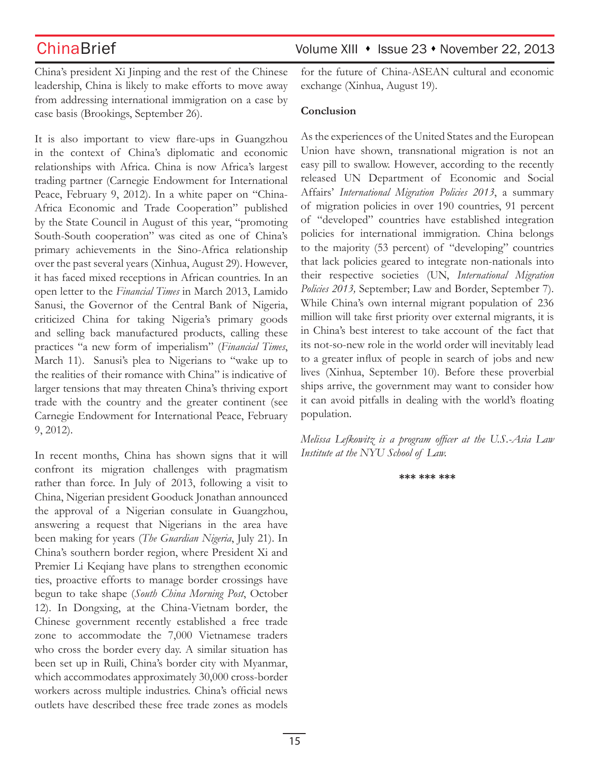China's president Xi Jinping and the rest of the Chinese leadership, China is likely to make efforts to move away from addressing international immigration on a case by case basis (Brookings, September 26).

It is also important to view flare-ups in Guangzhou in the context of China's diplomatic and economic relationships with Africa. China is now Africa's largest trading partner (Carnegie Endowment for International Peace, February 9, 2012). In a white paper on "China-Africa Economic and Trade Cooperation" published by the State Council in August of this year, "promoting South-South cooperation" was cited as one of China's primary achievements in the Sino-Africa relationship over the past several years (Xinhua, August 29). However, it has faced mixed receptions in African countries. In an open letter to the *Financial Times* in March 2013, Lamido Sanusi, the Governor of the Central Bank of Nigeria, criticized China for taking Nigeria's primary goods and selling back manufactured products, calling these practices "a new form of imperialism" (*Financial Times*, March 11). Sanusi's plea to Nigerians to "wake up to the realities of their romance with China" is indicative of larger tensions that may threaten China's thriving export trade with the country and the greater continent (see Carnegie Endowment for International Peace, February 9, 2012).

In recent months, China has shown signs that it will confront its migration challenges with pragmatism rather than force. In July of 2013, following a visit to China, Nigerian president Gooduck Jonathan announced the approval of a Nigerian consulate in Guangzhou, answering a request that Nigerians in the area have been making for years (*The Guardian Nigeria*, July 21). In China's southern border region, where President Xi and Premier Li Keqiang have plans to strengthen economic ties, proactive efforts to manage border crossings have begun to take shape (*South China Morning Post*, October 12). In Dongxing, at the China-Vietnam border, the Chinese government recently established a free trade zone to accommodate the 7,000 Vietnamese traders who cross the border every day. A similar situation has been set up in Ruili, China's border city with Myanmar, which accommodates approximately 30,000 cross-border workers across multiple industries. China's official news outlets have described these free trade zones as models for the future of China-ASEAN cultural and economic exchange (Xinhua, August 19).

**Conclusion**

As the experiences of the United States and the European Union have shown, transnational migration is not an easy pill to swallow. However, according to the recently released UN Department of Economic and Social Affairs' *International Migration Policies 2013*, a summary of migration policies in over 190 countries, 91 percent of "developed" countries have established integration policies for international immigration. China belongs to the majority (53 percent) of "developing" countries that lack policies geared to integrate non-nationals into their respective societies (UN, *International Migration Policies 2013,* September; Law and Border, September 7). While China's own internal migrant population of 236 million will take first priority over external migrants, it is in China's best interest to take account of the fact that its not-so-new role in the world order will inevitably lead to a greater influx of people in search of jobs and new lives (Xinhua, September 10). Before these proverbial ships arrive, the government may want to consider how it can avoid pitfalls in dealing with the world's floating population.

*Melissa Lefkowitz is a program officer at the U.S.-Asia Law Institute at the NYU School of Law.*

\*\*\* \*\*\* \*\*\*